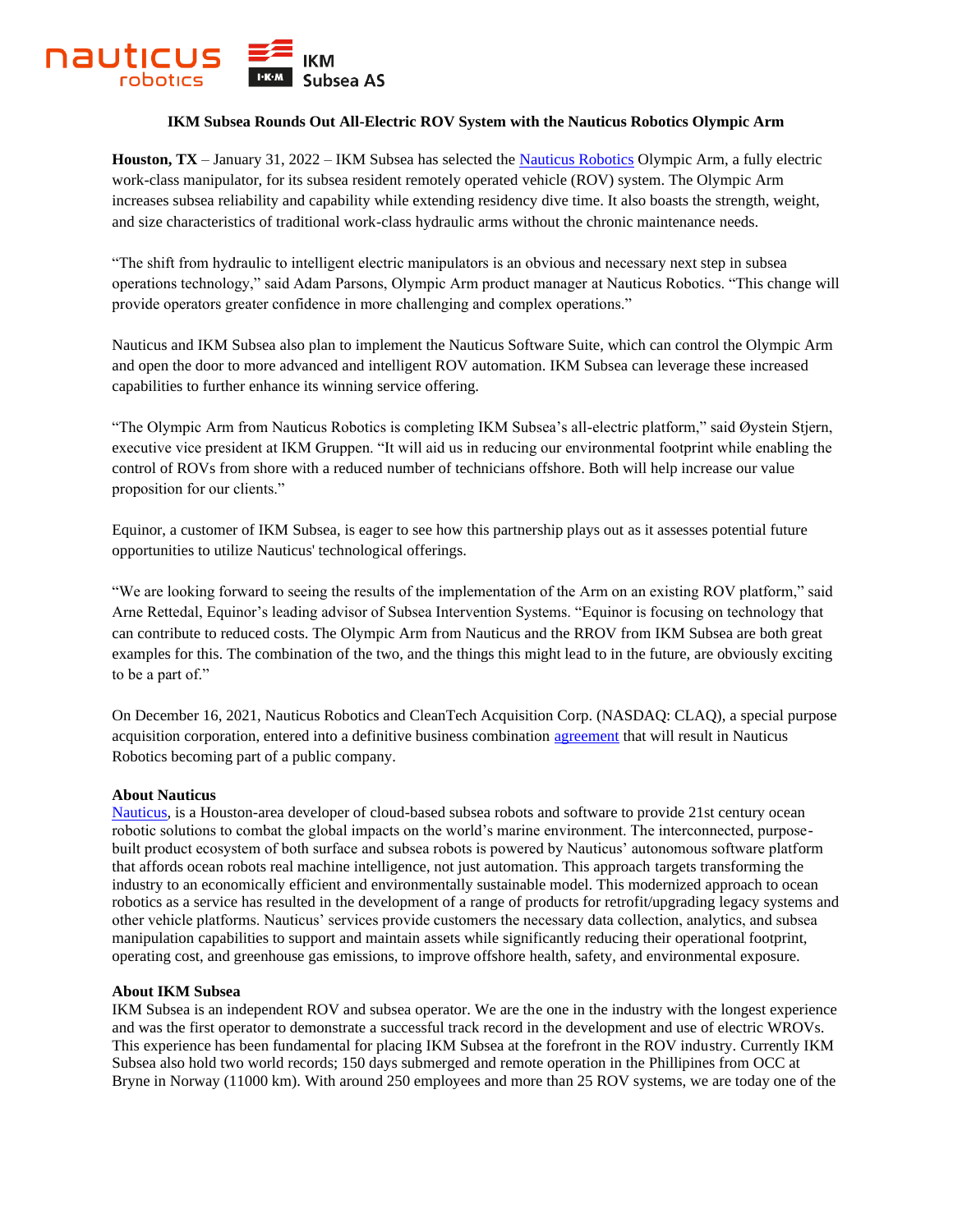nauticus robotics

IKM Subsea AS

**IKM Subsea Rounds Out All-Electric ROV System with the Nauticus Robotics Olympic Arm**

**Houston, TX** – January 31, 2022 – IKM Subsea has selected the [Nauticus Robotics]() Olympic Arm, a fully electric work-class manipulator, for its subsea resident remotely operated vehicle (ROV) system. The Olympic Arm increases subsea reliability and capability while extending residency dive time. It also boasts the strength, weight, and size characteristics of traditional work-class hydraulic arms without the chronic maintenance needs.

"The shift from hydraulic to intelligent electric manipulators is an obvious and necessary next step in subsea operations technology," said Adam Parsons, Olympic Arm product manager at Nauticus Robotics. "This change will provide operators greater confidence in more challenging and complex operations."

Nauticus and IKM Subsea also plan to implement the Nauticus Software Suite, which can control the Olympic Arm and open the door to more advanced and intelligent ROV automation. IKM Subsea can leverage these increased capabilities to further enhance its winning service offering.

"The Olympic Arm from Nauticus Robotics is completing IKM Subsea's all-electric platform," said Øystein Stjern, executive vice president at IKM Gruppen. "It will aid us in reducing our environmental footprint while enabling the control of ROVs from shore with a reduced number of technicians offshore. Both will help increase our value proposition for our clients."

Equinor, a customer of IKM Subsea, is eager to see how this partnership plays out as it assesses potential future opportunities to utilize Nauticus' technological offerings.

"We are looking forward to seeing the results of the implementation of the Arm on an existing ROV platform," said Arne Rettedal, Equinor's leading advisor of Subsea Intervention Systems. "Equinor is focusing on technology that can contribute to reduced costs. The Olympic Arm from Nauticus and the RROV from IKM Subsea are both great examples for this. The combination of the two, and the things this might lead to in the future, are obviously exciting to be a part of."

On December 16, 2021, Nauticus Robotics and CleanTech Acquisition Corp. (NASDAQ: CLAQ), a special purpose acquisition corporation, entered into a definitive business combination [agreement]() that will result in Nauticus Robotics becoming part of a public company.

**About Nauticus**

[Nauticus](), is a Houston-area developer of cloud-based subsea robots and software to provide 21st century ocean robotic solutions to combat the global impacts on the world's marine environment. The interconnected, purpose-built product ecosystem of both surface and subsea robots is powered by Nauticus' autonomous software platform that affords ocean robots real machine intelligence, not just automation. This approach targets transforming the industry to an economically efficient and environmentally sustainable model. This modernized approach to ocean robotics as a service has resulted in the development of a range of products for retrofit/upgrading legacy systems and other vehicle platforms. Nauticus' services provide customers the necessary data collection, analytics, and subsea manipulation capabilities to support and maintain assets while significantly reducing their operational footprint, operating cost, and greenhouse gas emissions, to improve offshore health, safety, and environmental exposure.

**About IKM Subsea**

IKM Subsea is an independent ROV and subsea operator. We are the one in the industry with the longest experience and was the first operator to demonstrate a successful track record in the development and use of electric WROVs. This experience has been fundamental for placing IKM Subsea at the forefront in the ROV industry. Currently IKM Subsea also hold two world records; 150 days submerged and remote operation in the Phillipines from OCC at Bryne in Norway (11000 km). With around 250 employees and more than 25 ROV systems, we are today one of the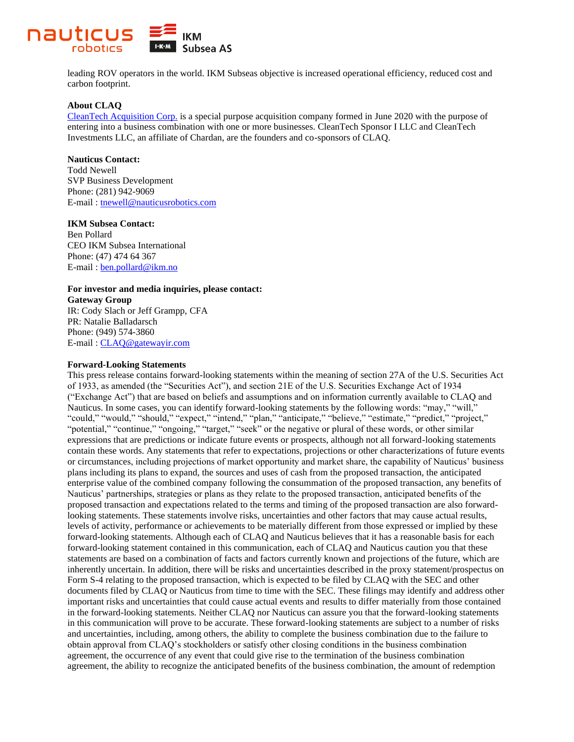leading ROV operators in the world. IKM Subseas objective is increased operational efficiency, reduced cost and carbon footprint.

**About CLAQ**

[CleanTech Acquisition Corp.](#) is a special purpose acquisition company formed in June 2020 with the purpose of entering into a business combination with one or more businesses. CleanTech Sponsor I LLC and CleanTech Investments LLC, an affiliate of Chardan, are the founders and co-sponsors of CLAQ.

**Nauticus Contact:**
Todd Newell
SVP Business Development
Phone: (281) 942-9069
E-mail : tnewell@nauticusrobotics.com

**IKM Subsea Contact:**
Ben Pollard
CEO IKM Subsea International
Phone: (47) 474 64 367
E-mail : ben.pollard@ikm.no

**For investor and media inquiries, please contact:**
**Gateway Group**
IR: Cody Slach or Jeff Grampp, CFA
PR: Natalie Balladarsch
Phone: (949) 574-3860
E-mail : CLAQ@gatewayir.com

**Forward-Looking Statements**

This press release contains forward-looking statements within the meaning of section 27A of the U.S. Securities Act of 1933, as amended (the "Securities Act"), and section 21E of the U.S. Securities Exchange Act of 1934 ("Exchange Act") that are based on beliefs and assumptions and on information currently available to CLAQ and Nauticus. In some cases, you can identify forward-looking statements by the following words: "may," "will," "could," "would," "should," "expect," "intend," "plan," "anticipate," "believe," "estimate," "predict," "project," "potential," "continue," "ongoing," "target," "seek" or the negative or plural of these words, or other similar expressions that are predictions or indicate future events or prospects, although not all forward-looking statements contain these words. Any statements that refer to expectations, projections or other characterizations of future events or circumstances, including projections of market opportunity and market share, the capability of Nauticus' business plans including its plans to expand, the sources and uses of cash from the proposed transaction, the anticipated enterprise value of the combined company following the consummation of the proposed transaction, any benefits of Nauticus' partnerships, strategies or plans as they relate to the proposed transaction, anticipated benefits of the proposed transaction and expectations related to the terms and timing of the proposed transaction are also forward-looking statements. These statements involve risks, uncertainties and other factors that may cause actual results, levels of activity, performance or achievements to be materially different from those expressed or implied by these forward-looking statements. Although each of CLAQ and Nauticus believes that it has a reasonable basis for each forward-looking statement contained in this communication, each of CLAQ and Nauticus caution you that these statements are based on a combination of facts and factors currently known and projections of the future, which are inherently uncertain. In addition, there will be risks and uncertainties described in the proxy statement/prospectus on Form S-4 relating to the proposed transaction, which is expected to be filed by CLAQ with the SEC and other documents filed by CLAQ or Nauticus from time to time with the SEC. These filings may identify and address other important risks and uncertainties that could cause actual events and results to differ materially from those contained in the forward-looking statements. Neither CLAQ nor Nauticus can assure you that the forward-looking statements in this communication will prove to be accurate. These forward-looking statements are subject to a number of risks and uncertainties, including, among others, the ability to complete the business combination due to the failure to obtain approval from CLAQ's stockholders or satisfy other closing conditions in the business combination agreement, the occurrence of any event that could give rise to the termination of the business combination agreement, the ability to recognize the anticipated benefits of the business combination, the amount of redemption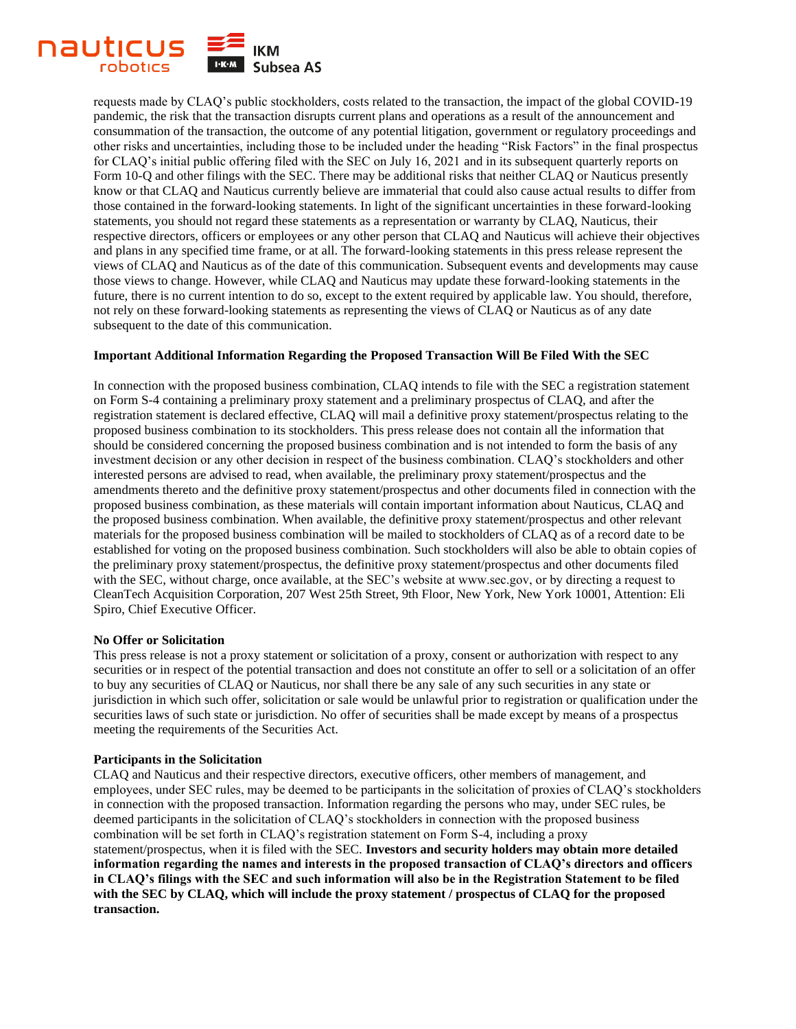requests made by CLAQ's public stockholders, costs related to the transaction, the impact of the global COVID-19 pandemic, the risk that the transaction disrupts current plans and operations as a result of the announcement and consummation of the transaction, the outcome of any potential litigation, government or regulatory proceedings and other risks and uncertainties, including those to be included under the heading "Risk Factors" in the final prospectus for CLAQ's initial public offering filed with the SEC on July 16, 2021 and in its subsequent quarterly reports on Form 10-Q and other filings with the SEC. There may be additional risks that neither CLAQ or Nauticus presently know or that CLAQ and Nauticus currently believe are immaterial that could also cause actual results to differ from those contained in the forward-looking statements. In light of the significant uncertainties in these forward-looking statements, you should not regard these statements as a representation or warranty by CLAQ, Nauticus, their respective directors, officers or employees or any other person that CLAQ and Nauticus will achieve their objectives and plans in any specified time frame, or at all. The forward-looking statements in this press release represent the views of CLAQ and Nauticus as of the date of this communication. Subsequent events and developments may cause those views to change. However, while CLAQ and Nauticus may update these forward-looking statements in the future, there is no current intention to do so, except to the extent required by applicable law. You should, therefore, not rely on these forward-looking statements as representing the views of CLAQ or Nauticus as of any date subsequent to the date of this communication.

**Important Additional Information Regarding the Proposed Transaction Will Be Filed With the SEC**

In connection with the proposed business combination, CLAQ intends to file with the SEC a registration statement on Form S-4 containing a preliminary proxy statement and a preliminary prospectus of CLAQ, and after the registration statement is declared effective, CLAQ will mail a definitive proxy statement/prospectus relating to the proposed business combination to its stockholders. This press release does not contain all the information that should be considered concerning the proposed business combination and is not intended to form the basis of any investment decision or any other decision in respect of the business combination. CLAQ's stockholders and other interested persons are advised to read, when available, the preliminary proxy statement/prospectus and the amendments thereto and the definitive proxy statement/prospectus and other documents filed in connection with the proposed business combination, as these materials will contain important information about Nauticus, CLAQ and the proposed business combination. When available, the definitive proxy statement/prospectus and other relevant materials for the proposed business combination will be mailed to stockholders of CLAQ as of a record date to be established for voting on the proposed business combination. Such stockholders will also be able to obtain copies of the preliminary proxy statement/prospectus, the definitive proxy statement/prospectus and other documents filed with the SEC, without charge, once available, at the SEC's website at www.sec.gov, or by directing a request to CleanTech Acquisition Corporation, 207 West 25th Street, 9th Floor, New York, New York 10001, Attention: Eli Spiro, Chief Executive Officer.

**No Offer or Solicitation**

This press release is not a proxy statement or solicitation of a proxy, consent or authorization with respect to any securities or in respect of the potential transaction and does not constitute an offer to sell or a solicitation of an offer to buy any securities of CLAQ or Nauticus, nor shall there be any sale of any such securities in any state or jurisdiction in which such offer, solicitation or sale would be unlawful prior to registration or qualification under the securities laws of such state or jurisdiction. No offer of securities shall be made except by means of a prospectus meeting the requirements of the Securities Act.

**Participants in the Solicitation**

CLAQ and Nauticus and their respective directors, executive officers, other members of management, and employees, under SEC rules, may be deemed to be participants in the solicitation of proxies of CLAQ's stockholders in connection with the proposed transaction. Information regarding the persons who may, under SEC rules, be deemed participants in the solicitation of CLAQ's stockholders in connection with the proposed business combination will be set forth in CLAQ's registration statement on Form S-4, including a proxy statement/prospectus, when it is filed with the SEC. **Investors and security holders may obtain more detailed information regarding the names and interests in the proposed transaction of CLAQ's directors and officers in CLAQ's filings with the SEC and such information will also be in the Registration Statement to be filed with the SEC by CLAQ, which will include the proxy statement / prospectus of CLAQ for the proposed transaction.**